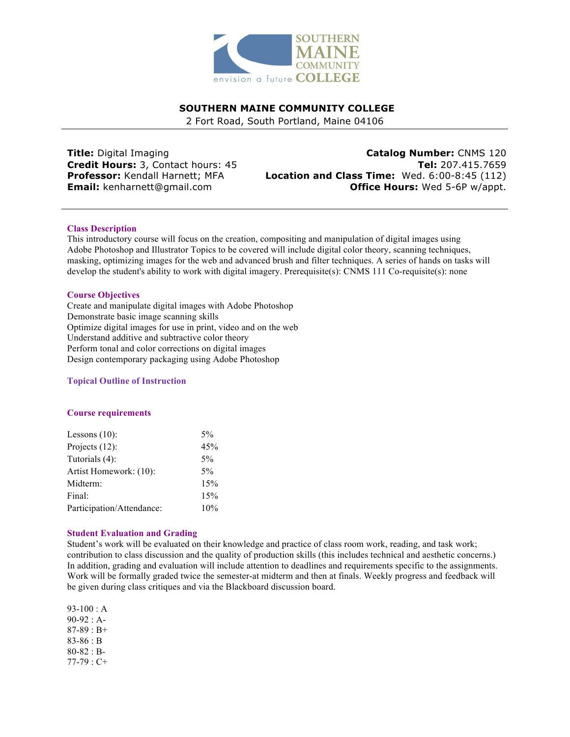# SOUTHERN MAINE COMMUNITY COLLEGE

2 Fort Road, South Portland, Maine 04106

**Title:** Digital Imaging
**Credit Hours:** 3, Contact hours: 45
**Professor:** Kendall Harnett; MFA
**Email:** kenharnett@gmail.com

**Catalog Number:** CNMS 120
**Tel:** 207.415.7659
**Location and Class Time:** Wed. 6:00-8:45 (112)
**Office Hours:** Wed 5-6P w/appt.

## Class Description

This introductory course will focus on the creation, compositing and manipulation of digital images using Adobe Photoshop and Illustrator Topics to be covered will include digital color theory, scanning techniques, masking, optimizing images for the web and advanced brush and filter techniques. A series of hands on tasks will develop the student's ability to work with digital imagery. Prerequisite(s): CNMS 111 Co-requisite(s): none

## Course Objectives

Create and manipulate digital images with Adobe Photoshop
Demonstrate basic image scanning skills
Optimize digital images for use in print, video and on the web
Understand additive and subtractive color theory
Perform tonal and color corrections on digital images
Design contemporary packaging using Adobe Photoshop

## Topical Outline of Instruction

## Course requirements

| | |
|---|---|
| Lessons (10): | 5% |
| Projects (12): | 45% |
| Tutorials (4): | 5% |
| Artist Homework: (10): | 5% |
| Midterm: | 15% |
| Final: | 15% |
| Participation/Attendance: | 10% |

## Student Evaluation and Grading

Student's work will be evaluated on their knowledge and practice of class room work, reading, and task work; contribution to class discussion and the quality of production skills (this includes technical and aesthetic concerns.) In addition, grading and evaluation will include attention to deadlines and requirements specific to the assignments. Work will be formally graded twice the semester-at midterm and then at finals. Weekly progress and feedback will be given during class critiques and via the Blackboard discussion board.

93-100 : A
90-92 : A-
87-89 : B+
83-86 : B
80-82 : B-
77-79 : C+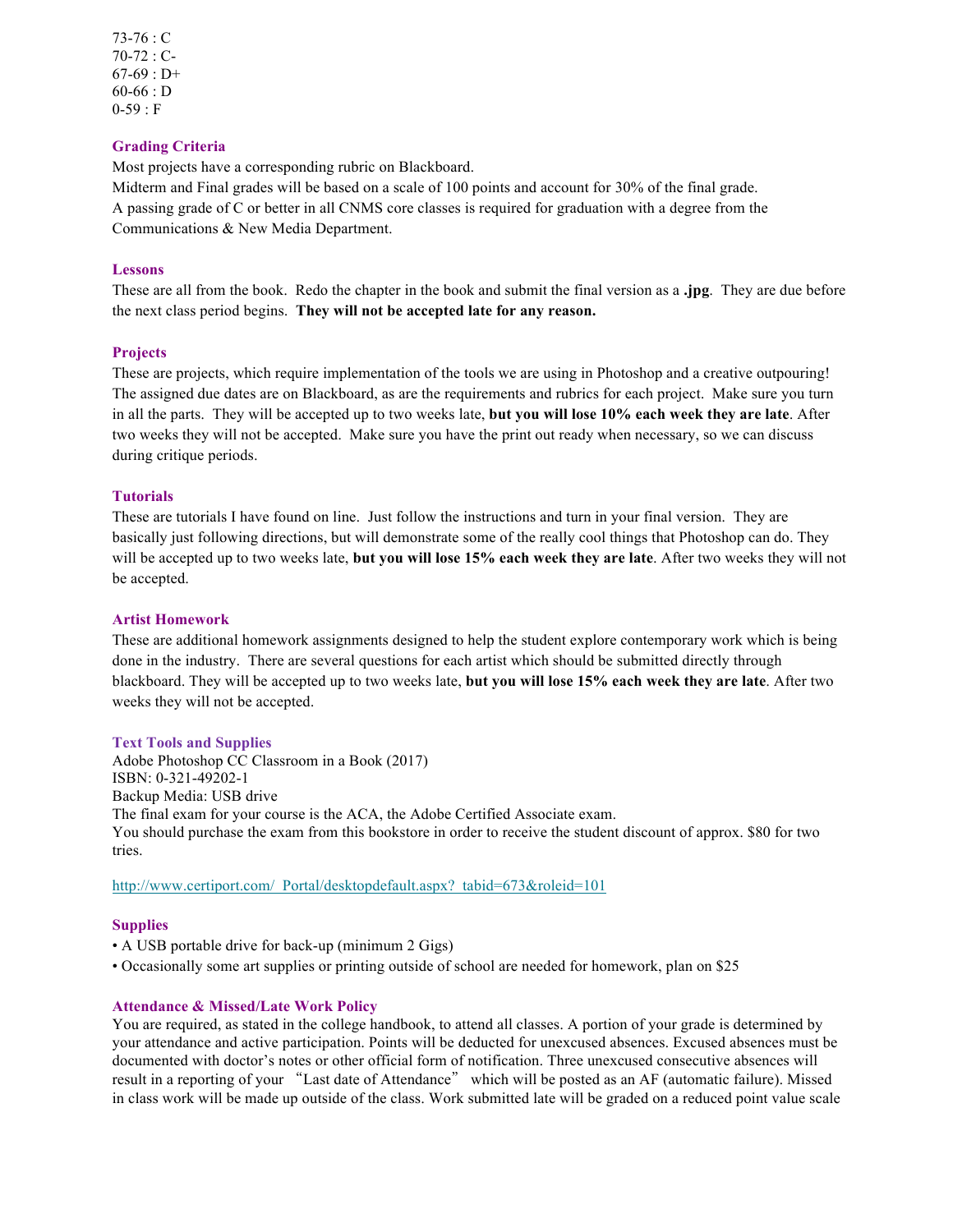73-76 : C
70-72 : C-
67-69 : D+
60-66 : D
0-59 : F

### Grading Criteria

Most projects have a corresponding rubric on Blackboard.
Midterm and Final grades will be based on a scale of 100 points and account for 30% of the final grade.
A passing grade of C or better in all CNMS core classes is required for graduation with a degree from the Communications & New Media Department.

### Lessons

These are all from the book. Redo the chapter in the book and submit the final version as a **.jpg**. They are due before the next class period begins. **They will not be accepted late for any reason.**

### Projects

These are projects, which require implementation of the tools we are using in Photoshop and a creative outpouring! The assigned due dates are on Blackboard, as are the requirements and rubrics for each project. Make sure you turn in all the parts. They will be accepted up to two weeks late, **but you will lose 10% each week they are late**. After two weeks they will not be accepted. Make sure you have the print out ready when necessary, so we can discuss during critique periods.

### Tutorials

These are tutorials I have found on line. Just follow the instructions and turn in your final version. They are basically just following directions, but will demonstrate some of the really cool things that Photoshop can do. They will be accepted up to two weeks late, **but you will lose 15% each week they are late**. After two weeks they will not be accepted.

### Artist Homework

These are additional homework assignments designed to help the student explore contemporary work which is being done in the industry. There are several questions for each artist which should be submitted directly through blackboard. They will be accepted up to two weeks late, **but you will lose 15% each week they are late**. After two weeks they will not be accepted.

### Text Tools and Supplies

Adobe Photoshop CC Classroom in a Book (2017)
ISBN: 0-321-49202-1
Backup Media: USB drive
The final exam for your course is the ACA, the Adobe Certified Associate exam.
You should purchase the exam from this bookstore in order to receive the student discount of approx. $80 for two tries.

http://www.certiport.com/_Portal/desktopdefault.aspx?_tabid=673&roleid=101

### Supplies

- A USB portable drive for back-up (minimum 2 Gigs)
- Occasionally some art supplies or printing outside of school are needed for homework, plan on $25

### Attendance & Missed/Late Work Policy

You are required, as stated in the college handbook, to attend all classes. A portion of your grade is determined by your attendance and active participation. Points will be deducted for unexcused absences. Excused absences must be documented with doctor's notes or other official form of notification. Three unexcused consecutive absences will result in a reporting of your "Last date of Attendance" which will be posted as an AF (automatic failure). Missed in class work will be made up outside of the class. Work submitted late will be graded on a reduced point value scale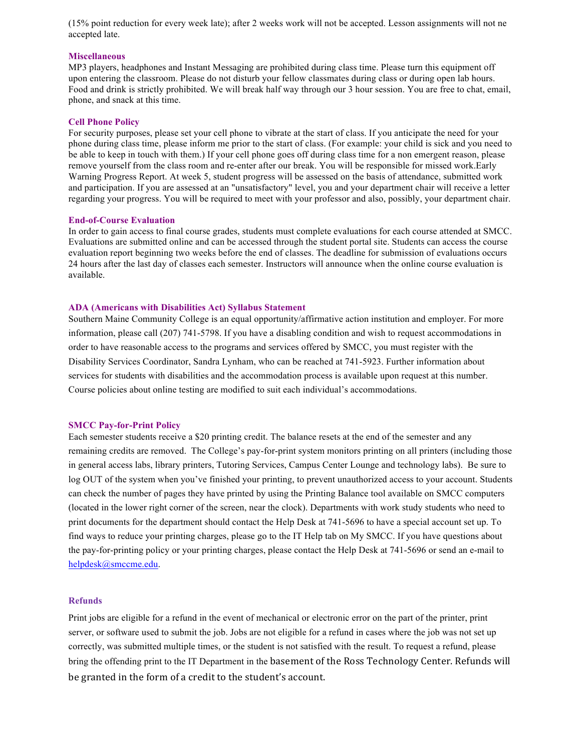(15% point reduction for every week late); after 2 weeks work will not be accepted. Lesson assignments will not ne accepted late.

### Miscellaneous

MP3 players, headphones and Instant Messaging are prohibited during class time. Please turn this equipment off upon entering the classroom. Please do not disturb your fellow classmates during class or during open lab hours. Food and drink is strictly prohibited. We will break half way through our 3 hour session. You are free to chat, email, phone, and snack at this time.

### Cell Phone Policy

For security purposes, please set your cell phone to vibrate at the start of class. If you anticipate the need for your phone during class time, please inform me prior to the start of class. (For example: your child is sick and you need to be able to keep in touch with them.) If your cell phone goes off during class time for a non emergent reason, please remove yourself from the class room and re-enter after our break. You will be responsible for missed work.Early Warning Progress Report. At week 5, student progress will be assessed on the basis of attendance, submitted work and participation. If you are assessed at an "unsatisfactory" level, you and your department chair will receive a letter regarding your progress. You will be required to meet with your professor and also, possibly, your department chair.

### End-of-Course Evaluation

In order to gain access to final course grades, students must complete evaluations for each course attended at SMCC. Evaluations are submitted online and can be accessed through the student portal site. Students can access the course evaluation report beginning two weeks before the end of classes. The deadline for submission of evaluations occurs 24 hours after the last day of classes each semester. Instructors will announce when the online course evaluation is available.

### ADA (Americans with Disabilities Act) Syllabus Statement

Southern Maine Community College is an equal opportunity/affirmative action institution and employer. For more information, please call (207) 741-5798. If you have a disabling condition and wish to request accommodations in order to have reasonable access to the programs and services offered by SMCC, you must register with the Disability Services Coordinator, Sandra Lynham, who can be reached at 741-5923. Further information about services for students with disabilities and the accommodation process is available upon request at this number. Course policies about online testing are modified to suit each individual's accommodations.

### SMCC Pay-for-Print Policy

Each semester students receive a $20 printing credit. The balance resets at the end of the semester and any remaining credits are removed. The College's pay-for-print system monitors printing on all printers (including those in general access labs, library printers, Tutoring Services, Campus Center Lounge and technology labs). Be sure to log OUT of the system when you've finished your printing, to prevent unauthorized access to your account. Students can check the number of pages they have printed by using the Printing Balance tool available on SMCC computers (located in the lower right corner of the screen, near the clock). Departments with work study students who need to print documents for the department should contact the Help Desk at 741-5696 to have a special account set up. To find ways to reduce your printing charges, please go to the IT Help tab on My SMCC. If you have questions about the pay-for-printing policy or your printing charges, please contact the Help Desk at 741-5696 or send an e-mail to helpdesk@smccme.edu.

### Refunds

Print jobs are eligible for a refund in the event of mechanical or electronic error on the part of the printer, print server, or software used to submit the job. Jobs are not eligible for a refund in cases where the job was not set up correctly, was submitted multiple times, or the student is not satisfied with the result. To request a refund, please bring the offending print to the IT Department in the basement of the Ross Technology Center. Refunds will be granted in the form of a credit to the student's account.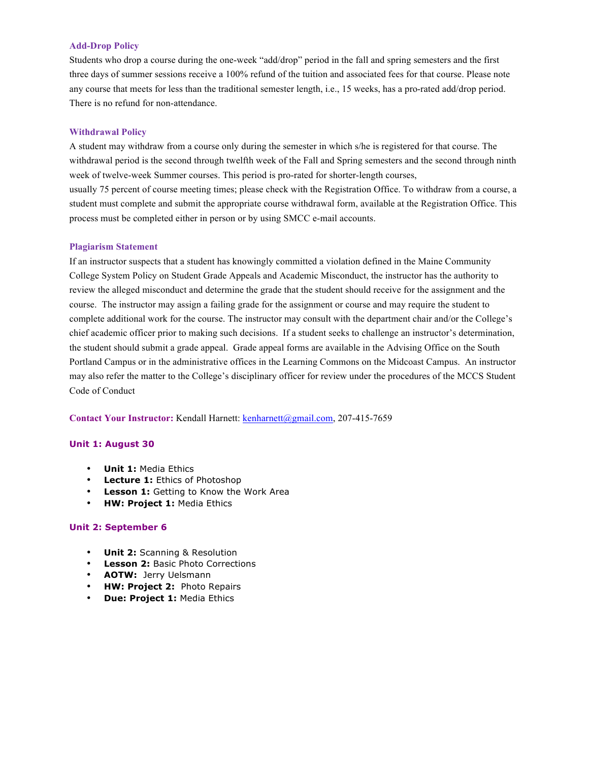### Add-Drop Policy

Students who drop a course during the one-week "add/drop" period in the fall and spring semesters and the first three days of summer sessions receive a 100% refund of the tuition and associated fees for that course. Please note any course that meets for less than the traditional semester length, i.e., 15 weeks, has a pro-rated add/drop period. There is no refund for non-attendance.

### Withdrawal Policy

A student may withdraw from a course only during the semester in which s/he is registered for that course. The withdrawal period is the second through twelfth week of the Fall and Spring semesters and the second through ninth week of twelve-week Summer courses. This period is pro-rated for shorter-length courses,
usually 75 percent of course meeting times; please check with the Registration Office. To withdraw from a course, a student must complete and submit the appropriate course withdrawal form, available at the Registration Office. This process must be completed either in person or by using SMCC e-mail accounts.

### Plagiarism Statement

If an instructor suspects that a student has knowingly committed a violation defined in the Maine Community College System Policy on Student Grade Appeals and Academic Misconduct, the instructor has the authority to review the alleged misconduct and determine the grade that the student should receive for the assignment and the course. The instructor may assign a failing grade for the assignment or course and may require the student to complete additional work for the course. The instructor may consult with the department chair and/or the College's chief academic officer prior to making such decisions. If a student seeks to challenge an instructor's determination, the student should submit a grade appeal. Grade appeal forms are available in the Advising Office on the South Portland Campus or in the administrative offices in the Learning Commons on the Midcoast Campus. An instructor may also refer the matter to the College's disciplinary officer for review under the procedures of the MCCS Student Code of Conduct

**Contact Your Instructor:** Kendall Harnett: kenharnett@gmail.com, 207-415-7659

### Unit 1: August 30

- **Unit 1:** Media Ethics
- **Lecture 1:** Ethics of Photoshop
- **Lesson 1:** Getting to Know the Work Area
- **HW: Project 1:** Media Ethics

### Unit 2: September 6

- **Unit 2:** Scanning & Resolution
- **Lesson 2:** Basic Photo Corrections
- **AOTW:** Jerry Uelsmann
- **HW: Project 2:** Photo Repairs
- **Due: Project 1:** Media Ethics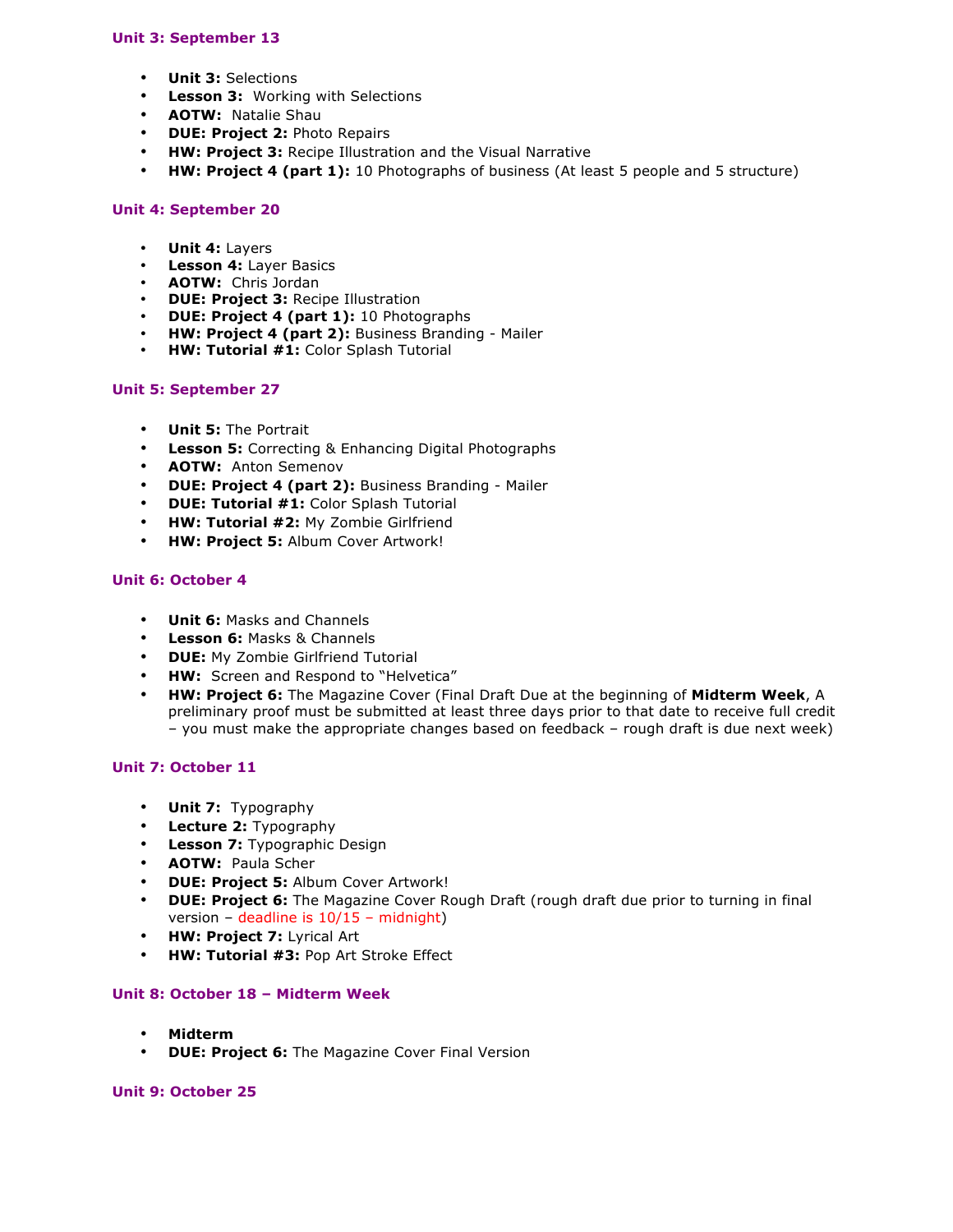### Unit 3: September 13

- **Unit 3:** Selections
- **Lesson 3:** Working with Selections
- **AOTW:** Natalie Shau
- **DUE: Project 2:** Photo Repairs
- **HW: Project 3:** Recipe Illustration and the Visual Narrative
- **HW: Project 4 (part 1):** 10 Photographs of business (At least 5 people and 5 structure)

### Unit 4: September 20

- **Unit 4:** Layers
- **Lesson 4:** Layer Basics
- **AOTW:** Chris Jordan
- **DUE: Project 3:** Recipe Illustration
- **DUE: Project 4 (part 1):** 10 Photographs
- **HW: Project 4 (part 2):** Business Branding - Mailer
- **HW: Tutorial #1:** Color Splash Tutorial

### Unit 5: September 27

- **Unit 5:** The Portrait
- **Lesson 5:** Correcting & Enhancing Digital Photographs
- **AOTW:** Anton Semenov
- **DUE: Project 4 (part 2):** Business Branding - Mailer
- **DUE: Tutorial #1:** Color Splash Tutorial
- **HW: Tutorial #2:** My Zombie Girlfriend
- **HW: Project 5:** Album Cover Artwork!

### Unit 6: October 4

- **Unit 6:** Masks and Channels
- **Lesson 6:** Masks & Channels
- **DUE:** My Zombie Girlfriend Tutorial
- **HW:** Screen and Respond to "Helvetica"
- **HW: Project 6:** The Magazine Cover (Final Draft Due at the beginning of **Midterm Week**, A preliminary proof must be submitted at least three days prior to that date to receive full credit – you must make the appropriate changes based on feedback – rough draft is due next week)

### Unit 7: October 11

- **Unit 7:** Typography
- **Lecture 2:** Typography
- **Lesson 7:** Typographic Design
- **AOTW:** Paula Scher
- **DUE: Project 5:** Album Cover Artwork!
- **DUE: Project 6:** The Magazine Cover Rough Draft (rough draft due prior to turning in final version – deadline is 10/15 – midnight)
- **HW: Project 7:** Lyrical Art
- **HW: Tutorial #3:** Pop Art Stroke Effect

### Unit 8: October 18 – Midterm Week

- **Midterm**
- **DUE: Project 6:** The Magazine Cover Final Version

### Unit 9: October 25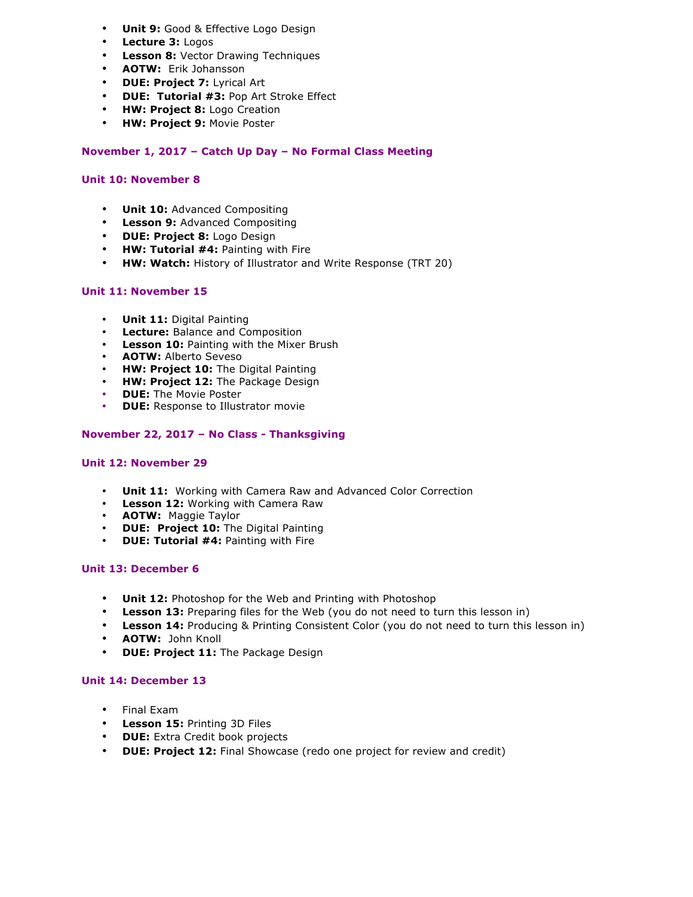- **Unit 9:** Good & Effective Logo Design
- **Lecture 3:** Logos
- **Lesson 8:** Vector Drawing Techniques
- **AOTW:** Erik Johansson
- **DUE: Project 7:** Lyrical Art
- **DUE: Tutorial #3:** Pop Art Stroke Effect
- **HW: Project 8:** Logo Creation
- **HW: Project 9:** Movie Poster

### November 1, 2017 – Catch Up Day – No Formal Class Meeting

### Unit 10: November 8

- **Unit 10:** Advanced Compositing
- **Lesson 9:** Advanced Compositing
- **DUE: Project 8:** Logo Design
- **HW: Tutorial #4:** Painting with Fire
- **HW: Watch:** History of Illustrator and Write Response (TRT 20)

### Unit 11: November 15

- **Unit 11:** Digital Painting
- **Lecture:** Balance and Composition
- **Lesson 10:** Painting with the Mixer Brush
- **AOTW:** Alberto Seveso
- **HW: Project 10:** The Digital Painting
- **HW: Project 12:** The Package Design
- **DUE:** The Movie Poster
- **DUE:** Response to Illustrator movie

### November 22, 2017 – No Class - Thanksgiving

### Unit 12: November 29

- **Unit 11:** Working with Camera Raw and Advanced Color Correction
- **Lesson 12:** Working with Camera Raw
- **AOTW:** Maggie Taylor
- **DUE: Project 10:** The Digital Painting
- **DUE: Tutorial #4:** Painting with Fire

### Unit 13: December 6

- **Unit 12:** Photoshop for the Web and Printing with Photoshop
- **Lesson 13:** Preparing files for the Web (you do not need to turn this lesson in)
- **Lesson 14:** Producing & Printing Consistent Color (you do not need to turn this lesson in)
- **AOTW:** John Knoll
- **DUE: Project 11:** The Package Design

### Unit 14: December 13

- Final Exam
- **Lesson 15:** Printing 3D Files
- **DUE:** Extra Credit book projects
- **DUE: Project 12:** Final Showcase (redo one project for review and credit)